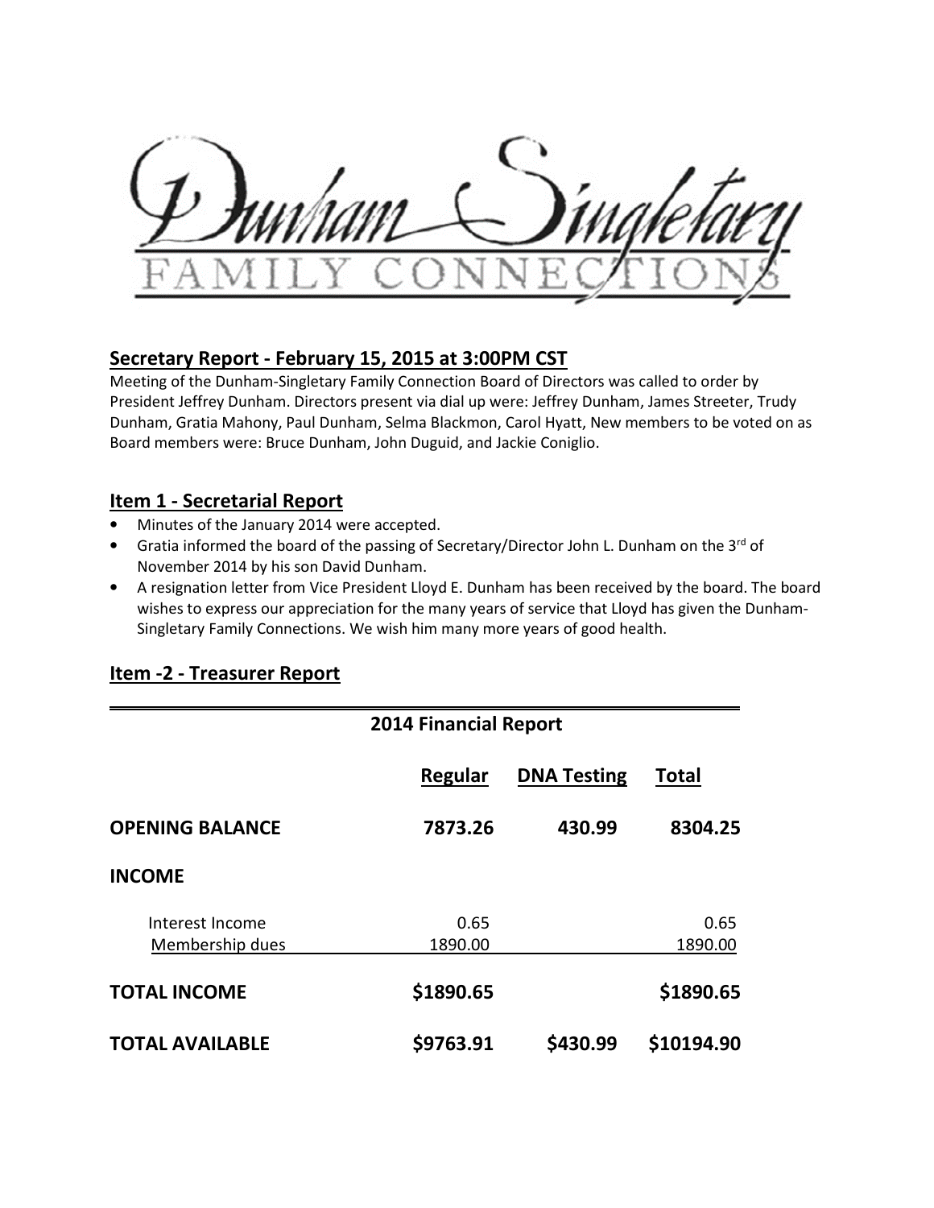# Dunham Singletary FAMILY CONNECTIONS

## Secretary Report - February 15, 2015 at 3:00PM CST

Meeting of the Dunham-Singletary Family Connection Board of Directors was called to order by President Jeffrey Dunham. Directors present via dial up were: Jeffrey Dunham, James Streeter, Trudy Dunham, Gratia Mahony, Paul Dunham, Selma Blackmon, Carol Hyatt, New members to be voted on as Board members were: Bruce Dunham, John Duguid, and Jackie Coniglio.

## Item 1 - Secretarial Report

- Minutes of the January 2014 were accepted.
- Gratia informed the board of the passing of Secretary/Director John L. Dunham on the 3rd of November 2014 by his son David Dunham.
- A resignation letter from Vice President Lloyd E. Dunham has been received by the board. The board wishes to express our appreciation for the many years of service that Lloyd has given the Dunham-Singletary Family Connections. We wish him many more years of good health.

## Item -2 - Treasurer Report

**2014 Financial Report**

| | Regular | DNA Testing | Total |
|---|---|---|---|
| **OPENING BALANCE** | **7873.26** | **430.99** | **8304.25** |
| **INCOME** | | | |
| Interest Income | 0.65 | | 0.65 |
| Membership dues | 1890.00 | | 1890.00 |
| **TOTAL INCOME** | **$1890.65** | | **$1890.65** |
| **TOTAL AVAILABLE** | **$9763.91** | **$430.99** | **$10194.90** |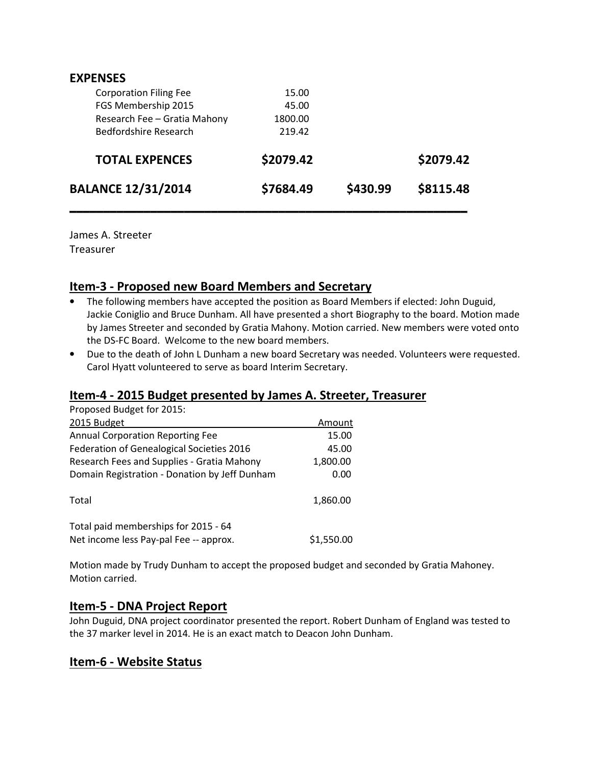## EXPENSES

| | | | |
|---|---|---|---|
| Corporation Filing Fee | 15.00 | | |
| FGS Membership 2015 | 45.00 | | |
| Research Fee – Gratia Mahony | 1800.00 | | |
| Bedfordshire Research | 219.42 | | |
| **TOTAL EXPENCES** | **\$2079.42** | | **\$2079.42** |
| **BALANCE 12/31/2014** | **\$7684.49** | **\$430.99** | **\$8115.48** |

James A. Streeter
Treasurer

## Item-3 - Proposed new Board Members and Secretary

- The following members have accepted the position as Board Members if elected: John Duguid, Jackie Coniglio and Bruce Dunham. All have presented a short Biography to the board. Motion made by James Streeter and seconded by Gratia Mahony. Motion carried. New members were voted onto the DS-FC Board. Welcome to the new board members.
- Due to the death of John L Dunham a new board Secretary was needed. Volunteers were requested. Carol Hyatt volunteered to serve as board Interim Secretary.

## Item-4 - 2015 Budget presented by James A. Streeter, Treasurer

Proposed Budget for 2015:

| 2015 Budget | Amount |
|---|---|
| Annual Corporation Reporting Fee | 15.00 |
| Federation of Genealogical Societies 2016 | 45.00 |
| Research Fees and Supplies - Gratia Mahony | 1,800.00 |
| Domain Registration - Donation by Jeff Dunham | 0.00 |
| Total | 1,860.00 |
| Total paid memberships for 2015 - 64 | |
| Net income less Pay-pal Fee -- approx. | \$1,550.00 |

Motion made by Trudy Dunham to accept the proposed budget and seconded by Gratia Mahoney. Motion carried.

## Item-5 - DNA Project Report

John Duguid, DNA project coordinator presented the report. Robert Dunham of England was tested to the 37 marker level in 2014. He is an exact match to Deacon John Dunham.

## Item-6 - Website Status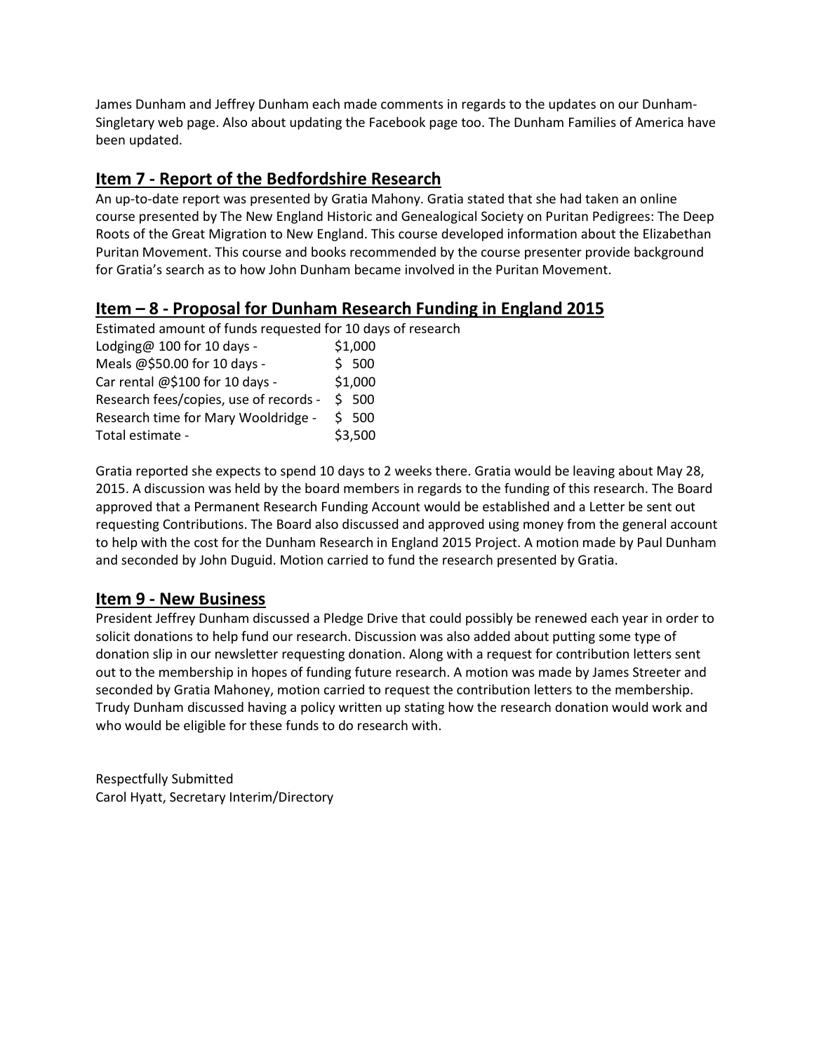James Dunham and Jeffrey Dunham each made comments in regards to the updates on our Dunham-Singletary web page. Also about updating the Facebook page too. The Dunham Families of America have been updated.

## Item 7 - Report of the Bedfordshire Research

An up-to-date report was presented by Gratia Mahony. Gratia stated that she had taken an online course presented by The New England Historic and Genealogical Society on Puritan Pedigrees: The Deep Roots of the Great Migration to New England. This course developed information about the Elizabethan Puritan Movement. This course and books recommended by the course presenter provide background for Gratia's search as to how John Dunham became involved in the Puritan Movement.

## Item – 8 - Proposal for Dunham Research Funding in England 2015

Estimated amount of funds requested for 10 days of research

| | |
|---|---|
| Lodging@ 100 for 10 days - | $1,000 |
| Meals @$50.00 for 10 days - | $ 500 |
| Car rental @$100 for 10 days - | $1,000 |
| Research fees/copies, use of records - | $ 500 |
| Research time for Mary Wooldridge - | $ 500 |
| Total estimate - | $3,500 |

Gratia reported she expects to spend 10 days to 2 weeks there. Gratia would be leaving about May 28, 2015. A discussion was held by the board members in regards to the funding of this research. The Board approved that a Permanent Research Funding Account would be established and a Letter be sent out requesting Contributions. The Board also discussed and approved using money from the general account to help with the cost for the Dunham Research in England 2015 Project. A motion made by Paul Dunham and seconded by John Duguid. Motion carried to fund the research presented by Gratia.

## Item 9 - New Business

President Jeffrey Dunham discussed a Pledge Drive that could possibly be renewed each year in order to solicit donations to help fund our research. Discussion was also added about putting some type of donation slip in our newsletter requesting donation. Along with a request for contribution letters sent out to the membership in hopes of funding future research. A motion was made by James Streeter and seconded by Gratia Mahoney, motion carried to request the contribution letters to the membership. Trudy Dunham discussed having a policy written up stating how the research donation would work and who would be eligible for these funds to do research with.

Respectfully Submitted
Carol Hyatt, Secretary Interim/Directory